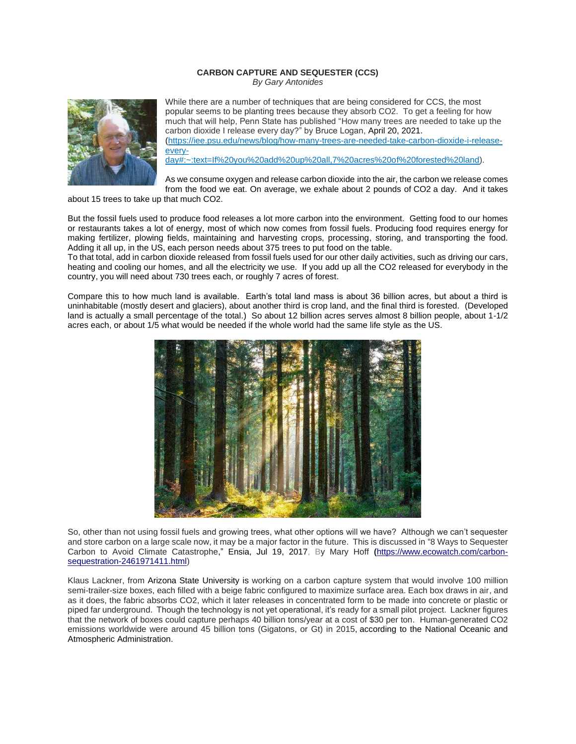**CARBON CAPTURE AND SEQUESTER (CCS)**
*By Gary Antonides*

While there are a number of techniques that are being considered for CCS, the most popular seems to be planting trees because they absorb $CO_2$. To get a feeling for how much that will help, Penn State has published "How many trees are needed to take up the carbon dioxide I release every day?" by Bruce Logan, April 20, 2021. (https://iee.psu.edu/news/blog/how-many-trees-are-needed-take-carbon-dioxide-i-release-every-day#:~:text=If%20you%20add%20up%20all,7%20acres%20of%20forested%20land).

As we consume oxygen and release carbon dioxide into the air, the carbon we release comes from the food we eat. On average, we exhale about 2 pounds of $CO_2$ a day. And it takes about 15 trees to take up that much $CO_2$.

But the fossil fuels used to produce food releases a lot more carbon into the environment. Getting food to our homes or restaurants takes a lot of energy, most of which now comes from fossil fuels. Producing food requires energy for making fertilizer, plowing fields, maintaining and harvesting crops, processing, storing, and transporting the food. Adding it all up, in the US, each person needs about 375 trees to put food on the table.
To that total, add in carbon dioxide released from fossil fuels used for our other daily activities, such as driving our cars, heating and cooling our homes, and all the electricity we use. If you add up all the $CO_2$ released for everybody in the country, you will need about 730 trees each, or roughly 7 acres of forest.

Compare this to how much land is available. Earth's total land mass is about 36 billion acres, but about a third is uninhabitable (mostly desert and glaciers), about another third is crop land, and the final third is forested. (Developed land is actually a small percentage of the total.) So about 12 billion acres serves almost 8 billion people, about 1-1/2 acres each, or about 1/5 what would be needed if the whole world had the same life style as the US.

So, other than not using fossil fuels and growing trees, what other options will we have? Although we can't sequester and store carbon on a large scale now, it may be a major factor in the future. This is discussed in "8 Ways to Sequester Carbon to Avoid Climate Catastrophe," Ensia, Jul 19, 2017, By Mary Hoff (https://www.ecowatch.com/carbon-sequestration-2461971411.html)

Klaus Lackner, from Arizona State University is working on a carbon capture system that would involve 100 million semi-trailer-size boxes, each filled with a beige fabric configured to maximize surface area. Each box draws in air, and as it does, the fabric absorbs $CO_2$, which it later releases in concentrated form to be made into concrete or plastic or piped far underground. Though the technology is not yet operational, it's ready for a small pilot project. Lackner figures that the network of boxes could capture perhaps 40 billion tons/year at a cost of $30 per ton. Human-generated $CO_2$ emissions worldwide were around 45 billion tons (Gigatons, or Gt) in 2015, according to the National Oceanic and Atmospheric Administration.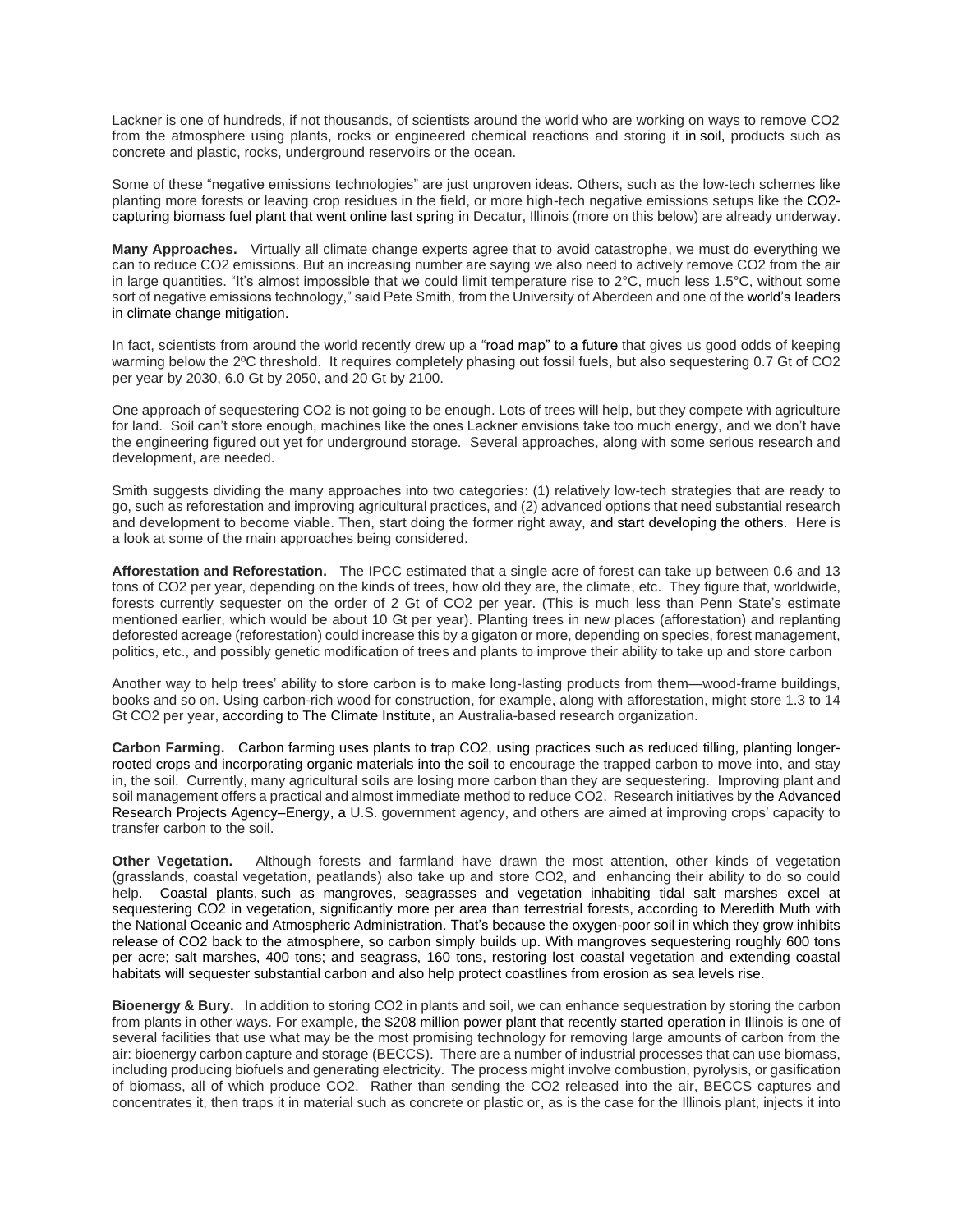Lackner is one of hundreds, if not thousands, of scientists around the world who are working on ways to remove $CO_2$ from the atmosphere using plants, rocks or engineered chemical reactions and storing it in soil, products such as concrete and plastic, rocks, underground reservoirs or the ocean.

Some of these "negative emissions technologies" are just unproven ideas. Others, such as the low-tech schemes like planting more forests or leaving crop residues in the field, or more high-tech negative emissions setups like the $CO_2$-capturing biomass fuel plant that went online last spring in Decatur, Illinois (more on this below) are already underway.

**Many Approaches.** Virtually all climate change experts agree that to avoid catastrophe, we must do everything we can to reduce $CO_2$ emissions. But an increasing number are saying we also need to actively remove $CO_2$ from the air in large quantities. "It's almost impossible that we could limit temperature rise to 2°C, much less 1.5°C, without some sort of negative emissions technology," said Pete Smith, from the University of Aberdeen and one of the world's leaders in climate change mitigation.

In fact, scientists from around the world recently drew up a "road map" to a future that gives us good odds of keeping warming below the 2ºC threshold. It requires completely phasing out fossil fuels, but also sequestering 0.7 Gt of $CO_2$ per year by 2030, 6.0 Gt by 2050, and 20 Gt by 2100.

One approach of sequestering $CO_2$ is not going to be enough. Lots of trees will help, but they compete with agriculture for land. Soil can't store enough, machines like the ones Lackner envisions take too much energy, and we don't have the engineering figured out yet for underground storage. Several approaches, along with some serious research and development, are needed.

Smith suggests dividing the many approaches into two categories: (1) relatively low-tech strategies that are ready to go, such as reforestation and improving agricultural practices, and (2) advanced options that need substantial research and development to become viable. Then, start doing the former right away, and start developing the others. Here is a look at some of the main approaches being considered.

**Afforestation and Reforestation.** The IPCC estimated that a single acre of forest can take up between 0.6 and 13 tons of $CO_2$ per year, depending on the kinds of trees, how old they are, the climate, etc. They figure that, worldwide, forests currently sequester on the order of 2 Gt of $CO_2$ per year. (This is much less than Penn State's estimate mentioned earlier, which would be about 10 Gt per year). Planting trees in new places (afforestation) and replanting deforested acreage (reforestation) could increase this by a gigaton or more, depending on species, forest management, politics, etc., and possibly genetic modification of trees and plants to improve their ability to take up and store carbon

Another way to help trees' ability to store carbon is to make long-lasting products from them—wood-frame buildings, books and so on. Using carbon-rich wood for construction, for example, along with afforestation, might store 1.3 to 14 Gt $CO_2$ per year, according to The Climate Institute, an Australia-based research organization.

**Carbon Farming.** Carbon farming uses plants to trap $CO_2$, using practices such as reduced tilling, planting longer-rooted crops and incorporating organic materials into the soil to encourage the trapped carbon to move into, and stay in, the soil. Currently, many agricultural soils are losing more carbon than they are sequestering. Improving plant and soil management offers a practical and almost immediate method to reduce $CO_2$. Research initiatives by the Advanced Research Projects Agency–Energy, a U.S. government agency, and others are aimed at improving crops' capacity to transfer carbon to the soil.

**Other Vegetation.** Although forests and farmland have drawn the most attention, other kinds of vegetation (grasslands, coastal vegetation, peatlands) also take up and store $CO_2$, and enhancing their ability to do so could help. Coastal plants, such as mangroves, seagrasses and vegetation inhabiting tidal salt marshes excel at sequestering $CO_2$ in vegetation, significantly more per area than terrestrial forests, according to Meredith Muth with the National Oceanic and Atmospheric Administration. That's because the oxygen-poor soil in which they grow inhibits release of $CO_2$ back to the atmosphere, so carbon simply builds up. With mangroves sequestering roughly 600 tons per acre; salt marshes, 400 tons; and seagrass, 160 tons, restoring lost coastal vegetation and extending coastal habitats will sequester substantial carbon and also help protect coastlines from erosion as sea levels rise.

**Bioenergy & Bury.** In addition to storing $CO_2$ in plants and soil, we can enhance sequestration by storing the carbon from plants in other ways. For example, the $208 million power plant that recently started operation in Illinois is one of several facilities that use what may be the most promising technology for removing large amounts of carbon from the air: bioenergy carbon capture and storage (BECCS). There are a number of industrial processes that can use biomass, including producing biofuels and generating electricity. The process might involve combustion, pyrolysis, or gasification of biomass, all of which produce $CO_2$. Rather than sending the $CO_2$ released into the air, BECCS captures and concentrates it, then traps it in material such as concrete or plastic or, as is the case for the Illinois plant, injects it into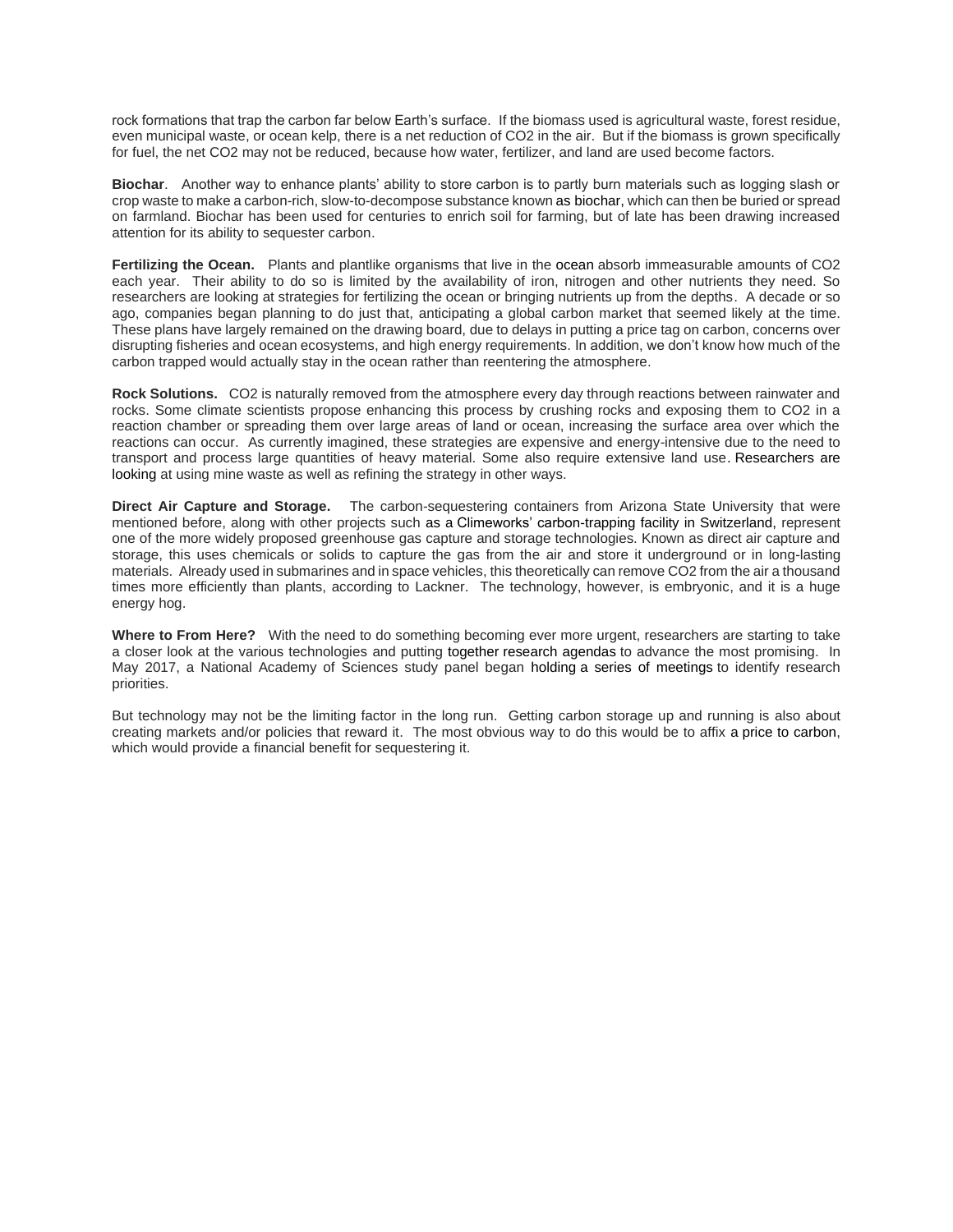rock formations that trap the carbon far below Earth's surface. If the biomass used is agricultural waste, forest residue, even municipal waste, or ocean kelp, there is a net reduction of $CO_2$ in the air. But if the biomass is grown specifically for fuel, the net $CO_2$ may not be reduced, because how water, fertilizer, and land are used become factors.

**Biochar**. Another way to enhance plants' ability to store carbon is to partly burn materials such as logging slash or crop waste to make a carbon-rich, slow-to-decompose substance known as biochar, which can then be buried or spread on farmland. Biochar has been used for centuries to enrich soil for farming, but of late has been drawing increased attention for its ability to sequester carbon.

**Fertilizing the Ocean.** Plants and plantlike organisms that live in the ocean absorb immeasurable amounts of $CO_2$ each year. Their ability to do so is limited by the availability of iron, nitrogen and other nutrients they need. So researchers are looking at strategies for fertilizing the ocean or bringing nutrients up from the depths. A decade or so ago, companies began planning to do just that, anticipating a global carbon market that seemed likely at the time. These plans have largely remained on the drawing board, due to delays in putting a price tag on carbon, concerns over disrupting fisheries and ocean ecosystems, and high energy requirements. In addition, we don't know how much of the carbon trapped would actually stay in the ocean rather than reentering the atmosphere.

**Rock Solutions.** $CO_2$ is naturally removed from the atmosphere every day through reactions between rainwater and rocks. Some climate scientists propose enhancing this process by crushing rocks and exposing them to $CO_2$ in a reaction chamber or spreading them over large areas of land or ocean, increasing the surface area over which the reactions can occur. As currently imagined, these strategies are expensive and energy-intensive due to the need to transport and process large quantities of heavy material. Some also require extensive land use. Researchers are looking at using mine waste as well as refining the strategy in other ways.

**Direct Air Capture and Storage.** The carbon-sequestering containers from Arizona State University that were mentioned before, along with other projects such as a Climeworks' carbon-trapping facility in Switzerland, represent one of the more widely proposed greenhouse gas capture and storage technologies. Known as direct air capture and storage, this uses chemicals or solids to capture the gas from the air and store it underground or in long-lasting materials. Already used in submarines and in space vehicles, this theoretically can remove $CO_2$ from the air a thousand times more efficiently than plants, according to Lackner. The technology, however, is embryonic, and it is a huge energy hog.

**Where to From Here?** With the need to do something becoming ever more urgent, researchers are starting to take a closer look at the various technologies and putting together research agendas to advance the most promising. In May 2017, a National Academy of Sciences study panel began holding a series of meetings to identify research priorities.

But technology may not be the limiting factor in the long run. Getting carbon storage up and running is also about creating markets and/or policies that reward it. The most obvious way to do this would be to affix a price to carbon, which would provide a financial benefit for sequestering it.